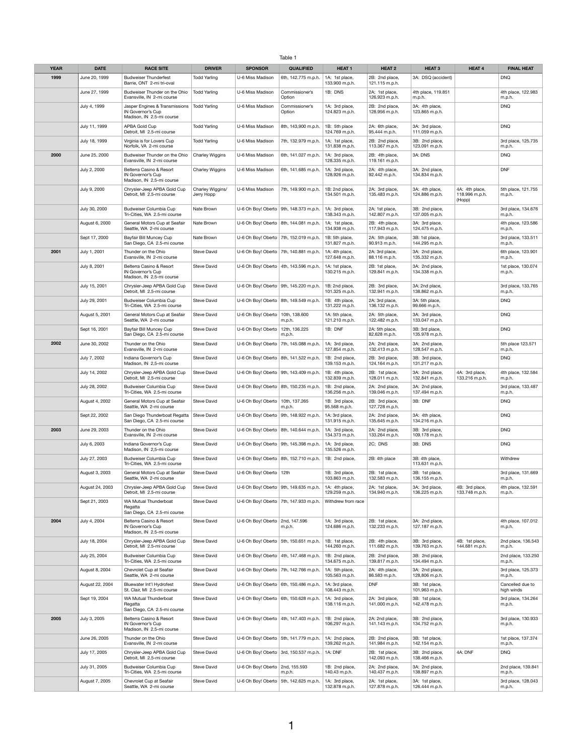Table 1

| YEAR | DATE | RACE SITE | DRIVER | SPONSOR | QUALIFIED | HEAT 1 | HEAT 2 | HEAT 3 | HEAT 4 | FINAL HEAT |
|---|---|---|---|---|---|---|---|---|---|---|
| 1999 | June 20, 1999 | Budweiser Thunderfest Barrie, ONT 2-mi tri-oval | Todd Yarling | U-6 Miss Madison | 6th, 142.775 m.p.h. | 1A: 1st place, 133.900 m.p.h. | 2B: 2nd place, 121.115 m.p.h. | 3A: DSQ (accident) | | DNQ |
| | June 27, 1999 | Budweiser Thunder on the Ohio Evansville, IN 2-mi course | Todd Yarling | U-6 Miss Madison | Commissioner's Option | 1B: DNS | 2A: 1st place, 126.923 m.p.h. | 4th place, 119.851 m.p.h. | | 4th place, 122.983 m.p.h. |
| | July 4, 1999 | Jasper Engines & Transmissions IN Governor's Cup Madison, IN 2.5-mi course | Todd Yarling | U-6 Miss Madison | Commissioner's Option | 1A: 3rd place, 124.823 m.p.h. | 2B: 2nd place, 128.956 m.p.h. | 3A: 4th place, 123.865 m.p.h. | | DNQ |
| | July 11, 1999 | APBA Gold Cup Detroit, MI 2.5-mi course | Todd Yarling | U-6 Miss Madison | 8th, 143,900 m.p.h. | 1B: 5th place 124.769 m.p.h. | 2A: 6th place, 95.444 m.p.h. | 3A: 3rd place, 111.059 m.p.h. | | DNQ |
| | July 18, 1999 | Virginia is for Lovers Cup Norfolk, VA 2-mi course | Todd Yarling | U-6 Miss Madison | 7th, 132.979 m.p.h. | 1A: 1st place, 131.838 m.p.h. | 2B: 2nd place, 113.367 m.p.h. | 3B: 2nd place, 123.091 m.p.h. | | 3rd place, 125.735 m.p.h. |
| 2000 | June 25, 2000 | Budweiser Thunder on the Ohio Evansville, IN 2-mi course | Charley Wiggins | U-6 Miss Madison | 6th, 141.027 m.p.h. | 1A: 3rd place, 128.335 m.p.h. | 2B: 4th place, 119.161 m.p.h. | 3A: DNS | | DNQ |
| | July 2, 2000 | Belterra Casino & Resort IN Governor's Cup Madison, IN 2.5-mi course | Charley Wiggins | U-6 Miss Madison | 6th, 141.685 m.p.h. | 1A: 3rd place, 128.926 m.p.h. | 2A: 4th place, 92.442 m.p.h. | 3A: 2nd place, 134.834 m.p.h. | | DNF |
| | July 9, 2000 | Chrysler-Jeep APBA Gold Cup Detroit, MI 2.5-mi course | Charley Wiggins/ Jerry Hopp | U-6 Miss Madison | 7th, 149.900 m.p.h. | 1B: 2nd place, 134.501 m.p.h. | 2A: 3rd place, 135.483 m.p.h. | 3A: 4th place, 124.886 m.p.h. | 4A: 4th place, 118.996 m.p.h. (Hopp) | 5th place, 121.755 m.p.h. |
| | July 30, 2000 | Budweiser Columbia Cup Tri-Cities, WA 2.5-mi course | Nate Brown | U-6 Oh Boy! Oberto | 9th, 148.373 m.p.h. | 1A: 3rd place, 138.343 m.p.h. | 2A: 1st place, 142.807 m.p.h. | 3B: 2nd place, 137.005 m.p.h. | | 3rd place, 134.676 m.p.h. |
| | August 6, 2000 | General Motors Cup at Seafair Seattle, WA 2-mi course | Nate Brown | U-6 Oh Boy! Oberto | 8th, 144.081 m.p.h. | 1A: 1st place, 134.938 m.p.h. | 2B: 4th place, 117.943 m.p.h. | 3A: 3rd place, 124.475 m.p.h. | | 4th place, 123.586 m.p.h. |
| | Sept 17, 2000 | Bayfair Bill Muncey Cup San Diego, CA 2.5-mi course | Nate Brown | U-6 Oh Boy! Oberto | 7th, 152.019 m.p.h. | 1B: 5th place, 131.827 m.p.h. | 2A: 5th place, 90.913 m.p.h. | 3B: 1st place, 144.295 m.p.h. | | 3rd place, 133.511 m.p.h. |
| 2001 | July 1, 2001 | Thunder on the Ohio Evansville, IN 2-mi course | Steve David | U-6 Oh Boy! Oberto | 7th, 140.881 m.p.h. | 1A: 4th place, 127.648 m.p.h. | 2A: 3rd place, 88.116 m.p.h. | 3A: 2nd place, 135.332 m.p.h. | | 6th place, 123.901 m.p.h. |
| | July 8, 2001 | Belterra Casino & Resort IN Governor's Cup Madison, IN 2.5-mi course | Steve David | U-6 Oh Boy! Oberto | 4th, 143.596 m.p.h. | 1A: 1st place, 130.215 m.p.h. | 2B: 1st place, 129.841 m.p.h. | 3A: 2nd place, 134.338 m.p.h. | | 1st place, 130.074 m.p.h. |
| | July 15, 2001 | Chrysler-Jeep APBA Gold Cup Detroit, MI 2.5-mi course | Steve David | U-6 Oh Boy! Oberto | 9th, 145.220 m.p.h. | 1B: 2nd place, 101.325 m.p.h. | 2B: 3rd place, 132.941 m.p.h. | 3A: 2nd place, 138.862 m.p.h. | | 3rd place, 133.765 m.p.h. |
| | July 29, 2001 | Budweiser Columbia Cup Tri-Cities, WA 2.5-mi course | Steve David | U-6 Oh Boy! Oberto | 8th, 149.549 m.p.h. | 1B: 4th place, 131.222 m.p.h. | 2A: 3rd place, 136.132 m.p.h. | 3A: 5th place, 99.666 m.p.h. | | DNQ |
| | August 5, 2001 | General Motors Cup at Seafair Seattle, WA 2-mi course | Steve David | U-6 Oh Boy! Oberto | 10th, 138.600 m.p.h. | 1A: 5th place, 121.210 m.p.h. | 2A: 5th place, 122.482 m.p.h. | 3A: 3rd place, 133.047 m.p.h. | | DNQ |
| | Sept 16, 2001 | Bayfair Bill Muncey Cup San Diego, CA 2.5-mi course | Steve David | U-6 Oh Boy! Oberto | 12th, 136.225 m.p.h. | 1B: DNF | 2A: 5th place, 82.628 m.p.h. | 3B: 3rd place, 135.978 m.p.h. | | DNQ |
| 2002 | June 30, 2002 | Thunder on the Ohio Evansville, IN 2-mi course | Steve David | U-6 Oh Boy! Oberto | 7th, 145.088 m.p.h. | 1A: 3rd place, 127.854 m.p.h. | 2A: 2nd place, 132.413 m.p.h. | 3A: 2nd place, 128.547 m.p.h. | | 5th place 123.571 m.p.h. |
| | July 7, 2002 | Indiana Governor's Cup Madison, IN 2,5-mi course | Steve David | U-6 Oh Boy! Oberto | 8th, 141.522 m.p.h. | 1B: 2nd place, 139.153 m.p.h. | 2B: 3rd place, 124.164 m.p.h. | 3B: 3rd place, 131.217 m.p.h. | | DNQ |
| | July 14, 2002 | Chrysler-Jeep APBA Gold Cup Detroit, MI 2.5-mi course | Steve David | U-6 Oh Boy! Oberto | 9th, 143.409 m.p.h. | 1B: 4th place, 132.839 m.p.h. | 2B: 1st place, 128.011 m.p.h. | 3A: 2nd place, 132.841 m.p.h. | 4A: 3rd place, 133.216 m.p.h. | 4th place, 132.584 m.p.h. |
| | July 28, 2002 | Budweiser Columbia Cup Tri-Cities, WA 2.5-mi course | Steve David | U-6 Oh Boy! Oberto | 8th, 150.235 m.p.h. | 1B: 2nd place, 136.256 m.p.h. | 2A: 2nd place, 139.046 m.p.h. | 3A: 2nd place, 137.494 m.p.h. | | 3rd place, 133.487 m.p.h. |
| | August 4, 2002 | General Motors Cup at Seafair Seattle, WA 2-mi course | Steve David | U-6 Oh Boy! Oberto | 10th, 137.265 m.p.h. | 1B: 3rd place, 95.568 m.p.h. | 2B: 3rd place, 127.728 m.p.h. | 3B: DNF | | DNQ |
| | Sept 22, 2002 | San Diego Thunderboat Regatta San Diego, CA 2.5-mi course | Steve David | U-6 Oh Boy! Oberto | 9th, 148.922 m.p.h. | 1A: 3rd place, 131.915 m.p.h. | 2A: 2nd place, 135.645 m.p.h. | 3A: 4th place, 134.216 m.p.h. | | DNQ |
| 2003 | June 29, 2003 | Thunder on the Ohio Evansville, IN 2-mi course | Steve David | U-6 Oh Boy! Oberto | 8th, 140.644 m.p.h. | 1A: 3rd place, 134.373 m.p.h. | 2A: 2nd place, 133.264 m.p.h. | 3B: 3rd place, 109.178 m.p.h. | | DNQ |
| | July 6, 2003 | Indiana Governor's Cup Madison, IN 2,5-mi course | Steve David | U-6 Oh Boy! Oberto | 9th, 145.398 m.p.h. | 1A: 3rd place, 135.526 m.p.h. | 2C; DNS | 3B: DNS | | DNQ |
| | July 27, 2003 | Budweiser Columbia Cup Tri-Cities, WA 2.5-mi course | Steve David | U-6 Oh Boy! Oberto | 8th, 152.710 m.p.h. | 1B: 2nd place, | 2B: 4th place | 3B: 4th place, 113.631 m.p.h. | | Withdrew |
| | August 3, 2003 | General Motors Cup at Seafair Seattle, WA 2-mi course | Steve David | U-6 Oh Boy! Oberto | 12th | 1B: 3rd place, 103.863 m.p.h. | 2B: 1st place, 132.583 m.p.h. | 3B: 1st place, 136.155 m.p.h. | | 3rd place, 131.669 m.p.h. |
| | August 24, 2003 | Chrysler-Jeep APBA Gold Cup Detroit, MI 2.5-mi course | Steve David | U-6 Oh Boy! Oberto | 9th, 149.635 m.p.h. | 1A: 4th place, 129.259 m.p.h. | 2A: 1st place, 134.940 m.p.h. | 3A: 3rd place, 136.225 m.p.h. | 4B: 3rd place, 133.748 m.p.h. | 4th place, 132.591 m.p.h. |
| | Sept 21, 2003 | WA Mutual Thunderboat Regatta San Diego, CA 2.5-mi course | Steve David | U-6 Oh Boy! Oberto | 7th, 147.933 m.p.h. | Withdrew from race | | | | |
| 2004 | July 4, 2004 | Belterra Casino & Resort IN Governor's Cup Madison, IN 2.5-mi course | Steve David | U-6 Oh Boy! Oberto | 2nd, 147.596 m.p.h. | 1A: 3rd place, 124.686 m.p.h. | 2B: 1st place, 132.233 m.p.h. | 3A: 2nd place, 127.187 m.p.h. | | 4th place, 107.012 m.p.h. |
| | July 18, 2004 | Chrysler-Jeep APBA Gold Cup Detroit, MI 2.5-mi course | Steve David | U-6 Oh Boy! Oberto | 5th, 150.651 m.p.h. | 1B: 1st place, 144.260 m.p.h. | 2B: 4th place, 111.682 m.p.h. | 3B: 3rd place, 139.763 m.p.h. | 4B: 1st place, 144.681 m.p.h. | 2nd place, 136.543 m.p.h. |
| | July 25, 2004 | Budweiser Columbia Cup Tri-Cities, WA 2.5-mi course | Steve David | U-6 Oh Boy! Oberto | 4th, 147.468 m.p.h. | 1B: 2nd place, 134.675 m.p.h. | 2B: 2nd place, 139.817 m.p.h. | 3B: 2nd place, 134.494 m.p.h. | | 2nd place, 133.250 m.p.h. |
| | August 8, 2004 | Chevrolet Cup at Seafair Seattle, WA 2-mi course | Steve David | U-6 Oh Boy! Oberto | 7th, 142.766 m.p.h. | 1A: 5th place, 105.563 m.p.h. | 2A: 4th place, 86.583 m.p.h. | 3A: 2nd place, 128,806 m.p.h. | | 3rd place, 125.373 m.p.h. |
| | August 22, 2004 | Bluewater Int'l Hydrofest St. Clair, MI 2.5-mi course | Steve David | U-6 Oh Boy! Oberto | 6th, 150.486 m.p.h. | 1A: 3rd place, 108.443 m.p.h. | DNF | 3B: 1st place, 101.963 m.p.h. | | Cancelled due to high winds |
| | Sept 19, 2004 | WA Mutual Thunderboat Regatta San Diego, CA 2.5-mi course | Steve David | U-6 Oh Boy! Oberto | 6th, 150.628 m.p.h. | 1A: 3rd place, 138.116 m.p.h. | 2A: 3rd place, 141.000 m.p.h. | 3B: 1st place, 142.478 m.p.h. | | 3rd place, 134.264 m.p.h. |
| 2005 | July 3, 2005 | Belterra Casino & Resort IN Governor's Cup Madison, IN 2.5-mi course | Steve David | U-6 Oh Boy! Oberto | 4th, 147.403 m.p.h. | 1B: 2nd place, 106.297 m.p.h. | 2A: 2nd place, 141.143 m.p.h. | 3B: 2nd place, 134.752 m.p.h. | | 3rd place, 130.933 m.p.h. |
| | June 26, 2005 | Thunder on the Ohio Evansville, IN 2-mi course | Steve David | U-6 Oh Boy! Oberto | 5th, 141.779 m.p.h. | 1A: 2nd place, 139.262 m.p.h. | 2B: 2nd place, 141.984 m.p.h. | 3B: 1st place, 142.154 m.p.h. | | 1st place, 137.374 m.p.h. |
| | July 17, 2005 | Chrysler-Jeep APBA Gold Cup Detroit, MI 2.5-mi course | Steve David | U-6 Oh Boy! Oberto | 3rd, 150.537 m.p.h. | 1A: DNF | 2B: 1st place, 142.093 m.p.h. | 3B: 2nd place, 138.466 m.p.h. | 4A: DNF | DNQ |
| | July 31, 2005 | Budweiser Columbia Cup Tri-Cities, WA 2.5-mi course | Steve David | U-6 Oh Boy! Oberto | 2nd, 155.593 m.p.h. | 1B: 2nd place, 140.43 m.p.h. | 2A: 2nd place, 140.437 m.p.h. | 3A: 2nd place, 138.897 m.p.h. | | 2nd place, 139.841 m.p.h. |
| | August 7, 2005 | Chevrolet Cup at Seafair Seattle, WA 2-mi course | Steve David | U-6 Oh Boy! Oberto | 5th, 142.625 m.p.h. | 1A: 3rd place, 132.878 m.p.h. | 2A: 1st place, 127.878 m.p.h. | 3A: 1st place, 126.444 m.p.h. | | 3rd place, 128.043 m.p.h. |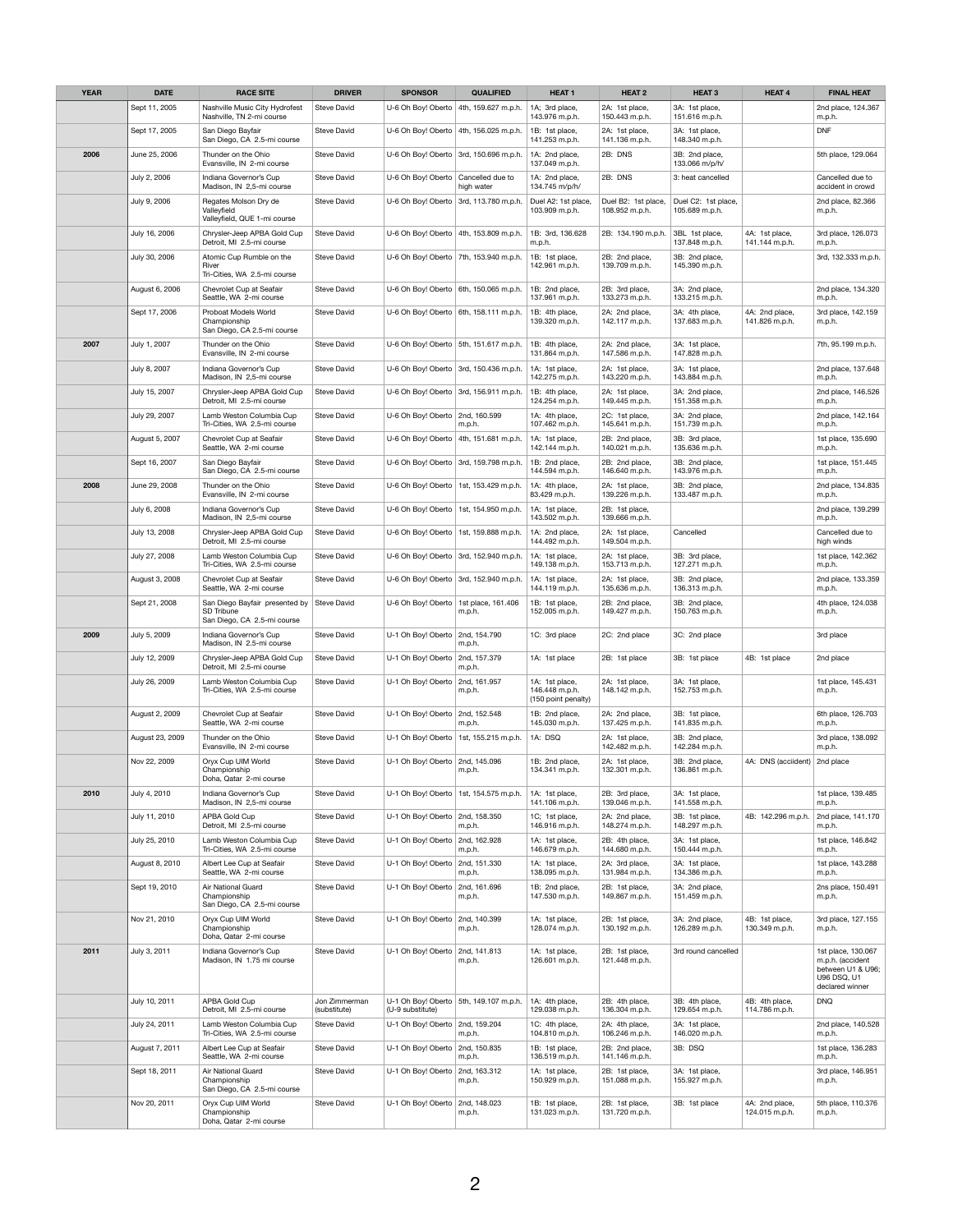| YEAR | DATE | RACE SITE | DRIVER | SPONSOR | QUALIFIED | HEAT 1 | HEAT 2 | HEAT 3 | HEAT 4 | FINAL HEAT |
|---|---|---|---|---|---|---|---|---|---|---|
| | Sept 11, 2005 | Nashville Music City Hydrofest Nashville, TN 2-mi course | Steve David | U-6 Oh Boy! Oberto | 4th, 159.627 m.p.h. | 1A: 3rd place, 143.976 m.p.h. | 2A: 1st place, 150.443 m.p.h. | 3A: 1st place, 151.616 m.p.h. | | 2nd place, 124.367 m.p.h. |
| | Sept 17, 2005 | San Diego Bayfair San Diego, CA 2.5-mi course | Steve David | U-6 Oh Boy! Oberto | 4th, 156.025 m.p.h. | 1B: 1st place, 141.253 m.p.h. | 2A: 1st place, 141.136 m.p.h. | 3A: 1st place, 148.340 m.p.h. | | DNF |
| 2006 | June 25, 2006 | Thunder on the Ohio Evansville, IN 2-mi course | Steve David | U-6 Oh Boy! Oberto | 3rd, 150.696 m.p.h. | 1A: 2nd place, 137.049 m.p.h. | 2B: DNS | 3B: 2nd place, 133.066 m/p/h/ | | 5th place, 129.064 |
| | July 2, 2006 | Indiana Governor's Cup Madison, IN 2,5-mi course | Steve David | U-6 Oh Boy! Oberto | Cancelled due to high water | 1A: 2nd place, 134.745 m/p/h/ | 2B: DNS | 3: heat cancelled | | Cancelled due to accident in crowd |
| | July 9, 2006 | Regates Molson Dry de Valleyfield Valleyfield, QUE 1-mi course | Steve David | U-6 Oh Boy! Oberto | 3rd, 113.780 m.p.h. | Duel A2: 1st place, 103.909 m.p.h. | Duel B2: 1st place, 108.952 m.p.h. | Duel C2: 1st place, 105.689 m.p.h. | | 2nd place, 82.366 m.p.h. |
| | July 16, 2006 | Chrysler-Jeep APBA Gold Cup Detroit, MI 2.5-mi course | Steve David | U-6 Oh Boy! Oberto | 4th, 153.809 m.p.h. | 1B: 3rd, 136.628 m.p.h. | 2B: 134.190 m.p.h. | 3BL 1st place, 137.848 m.p.h. | 4A: 1st place, 141.144 m.p.h. | 3rd place, 126.073 m.p.h. |
| | July 30, 2006 | Atomic Cup Rumble on the River Tri-Cities, WA 2.5-mi course | Steve David | U-6 Oh Boy! Oberto | 7th, 153.940 m.p.h. | 1B: 1st place, 142.961 m.p.h. | 2B: 2nd place, 139.709 m.p.h. | 3B: 2nd place, 145.390 m.p.h. | | 3rd, 132.333 m.p.h. |
| | August 6, 2006 | Chevrolet Cup at Seafair Seattle, WA 2-mi course | Steve David | U-6 Oh Boy! Oberto | 6th, 150.065 m.p.h. | 1B: 2nd place, 137.961 m.p.h. | 2B: 3rd place, 133.273 m.p.h. | 3A: 2nd place, 133.215 m.p.h. | | 2nd place, 134.320 m.p.h. |
| | Sept 17, 2006 | Proboat Models World Championship San Diego, CA 2.5-mi course | Steve David | U-6 Oh Boy! Oberto | 6th, 158.111 m.p.h. | 1B: 4th place, 139.320 m.p.h. | 2A: 2nd place, 142.117 m.p.h. | 3A: 4th place, 137.683 m.p.h. | 4A: 2nd place, 141.826 m.p.h. | 3rd place, 142.159 m.p.h. |
| 2007 | July 1, 2007 | Thunder on the Ohio Evansville, IN 2-mi course | Steve David | U-6 Oh Boy! Oberto | 5th, 151.617 m.p.h. | 1B: 4th place, 131.864 m.p.h. | 2A: 2nd place, 147.586 m.p.h. | 3A: 1st place, 147.828 m.p.h. | | 7th, 95.199 m.p.h. |
| | July 8, 2007 | Indiana Governor's Cup Madison, IN 2,5-mi course | Steve David | U-6 Oh Boy! Oberto | 3rd, 150.436 m.p.h. | 1A: 1st place, 142.275 m.p.h. | 2A: 1st place, 143.220 m.p.h. | 3A: 1st place, 143.884 m.p.h. | | 2nd place, 137.648 m.p.h. |
| | July 15, 2007 | Chrysler-Jeep APBA Gold Cup Detroit, MI 2.5-mi course | Steve David | U-6 Oh Boy! Oberto | 3rd, 156.911 m.p.h. | 1B: 4th place, 124.254 m.p.h. | 2A: 1st place, 149.445 m.p.h. | 3A: 2nd place, 151.358 m.p.h. | | 2nd place, 146.526 m.p.h. |
| | July 29, 2007 | Lamb Weston Columbia Cup Tri-Cities, WA 2.5-mi course | Steve David | U-6 Oh Boy! Oberto | 2nd, 160.599 m.p.h. | 1A: 4th place, 107.462 m.p.h. | 2C: 1st place, 145.641 m.p.h. | 3A: 2nd place, 151.739 m.p.h. | | 2nd place, 142.164 m.p.h. |
| | August 5, 2007 | Chevrolet Cup at Seafair Seattle, WA 2-mi course | Steve David | U-6 Oh Boy! Oberto | 4th, 151.681 m.p.h. | 1A: 1st place, 142.144 m.p.h. | 2B: 2nd place, 140.021 m.p.h. | 3B: 3rd place, 135.636 m.p.h. | | 1st place, 135.690 m.p.h. |
| | Sept 16, 2007 | San Diego Bayfair San Diego, CA 2.5-mi course | Steve David | U-6 Oh Boy! Oberto | 3rd, 159.798 m.p.h. | 1B: 2nd place, 144.594 m.p.h. | 2B: 2nd place, 146.640 m.p.h. | 3B: 2nd place, 143.976 m.p.h. | | 1st place, 151.445 m.p.h. |
| 2008 | June 29, 2008 | Thunder on the Ohio Evansville, IN 2-mi course | Steve David | U-6 Oh Boy! Oberto | 1st, 153.429 m.p.h. | 1A: 4th place, 83.429 m.p.h. | 2A: 1st place, 139.226 m.p.h. | 3B: 2nd place, 133.487 m.p.h. | | 2nd place, 134.835 m.p.h. |
| | July 6, 2008 | Indiana Governor's Cup Madison, IN 2,5-mi course | Steve David | U-6 Oh Boy! Oberto | 1st, 154.950 m.p.h. | 1A: 1st place, 143.502 m.p.h. | 2B: 1st place, 139.666 m.p.h. | | | 2nd place, 139.299 m.p.h. |
| | July 13, 2008 | Chrysler-Jeep APBA Gold Cup Detroit, MI 2.5-mi course | Steve David | U-6 Oh Boy! Oberto | 1st, 159.888 m.p.h. | 1A: 2nd place, 144.492 m.p.h. | 2A: 1st place, 149.504 m.p.h. | Cancelled | | Cancelled due to high winds |
| | July 27, 2008 | Lamb Weston Columbia Cup Tri-Cities, WA 2.5-mi course | Steve David | U-6 Oh Boy! Oberto | 3rd, 152.940 m.p.h. | 1A: 1st place, 149.138 m.p.h. | 2A: 1st place, 153.713 m.p.h. | 3B: 3rd place, 127.271 m.p.h. | | 1st place, 142.362 m.p.h. |
| | August 3, 2008 | Chevrolet Cup at Seafair Seattle, WA 2-mi course | Steve David | U-6 Oh Boy! Oberto | 3rd, 152.940 m.p.h. | 1A: 1st place, 144.119 m.p.h. | 2A: 1st place, 135.636 m.p.h. | 3B: 2nd place, 136.313 m.p.h. | | 2nd place, 133.359 m.p.h. |
| | Sept 21, 2008 | San Diego Bayfair presented by SD Tribune San Diego, CA 2.5-mi course | Steve David | U-6 Oh Boy! Oberto | 1st place, 161.406 m.p.h. | 1B: 1st place, 152.005 m.p.h. | 2B: 2nd place, 149.427 m.p.h. | 3B: 2nd place, 150.763 m.p.h. | | 4th place, 124.038 m.p.h. |
| 2009 | July 5, 2009 | Indiana Governor's Cup Madison, IN 2.5-mi course | Steve David | U-1 Oh Boy! Oberto | 2nd, 154.790 m.p.h. | 1C: 3rd place | 2C: 2nd place | 3C: 2nd place | | 3rd place |
| | July 12, 2009 | Chrysler-Jeep APBA Gold Cup Detroit, MI 2.5-mi course | Steve David | U-1 Oh Boy! Oberto | 2nd, 157.379 m.p.h. | 1A: 1st place | 2B: 1st place | 3B: 1st place | 4B: 1st place | 2nd place |
| | July 26, 2009 | Lamb Weston Columbia Cup Tri-Cities, WA 2.5-mi course | Steve David | U-1 Oh Boy! Oberto | 2nd, 161.957 m.p.h. | 1A: 1st place, 146.448 m.p.h. (150 point penalty) | 2A: 1st place, 148.142 m.p.h. | 3A: 1st place, 152.753 m.p.h. | | 1st place, 145.431 m.p.h. |
| | August 2, 2009 | Chevrolet Cup at Seafair Seattle, WA 2-mi course | Steve David | U-1 Oh Boy! Oberto | 2nd, 152.548 m.p.h. | 1B: 2nd place, 145.030 m.p.h. | 2A: 2nd place, 137.425 m.p.h. | 3B: 1st place, 141.835 m.p.h. | | 6th place, 126.703 m.p.h. |
| | August 23, 2009 | Thunder on the Ohio Evansville, IN 2-mi course | Steve David | U-1 Oh Boy! Oberto | 1st, 155.215 m.p.h. | 1A: DSQ | 2A: 1st place, 142.482 m.p.h. | 3B: 2nd place, 142.284 m.p.h. | | 3rd place, 138.092 m.p.h. |
| | Nov 22, 2009 | Oryx Cup UIM World Championship Doha, Qatar 2-mi course | Steve David | U-1 Oh Boy! Oberto | 2nd, 145.096 m.p.h. | 1B: 2nd place, 134.341 m.p.h. | 2A: 1st place, 132.301 m.p.h. | 3B: 2nd place, 136.861 m.p.h. | 4A: DNS (accident) | 2nd place |
| 2010 | July 4, 2010 | Indiana Governor's Cup Madison, IN 2,5-mi course | Steve David | U-1 Oh Boy! Oberto | 1st, 154.575 m.p.h. | 1A: 1st place, 141.106 m.p.h. | 2B: 3rd place, 139.046 m.p.h. | 3A: 1st place, 141.558 m.p.h. | | 1st place, 139.485 m.p.h. |
| | July 11, 2010 | APBA Gold Cup Detroit, MI 2.5-mi course | Steve David | U-1 Oh Boy! Oberto | 2nd, 158.350 m.p.h. | 1C: 1st place, 146.916 m.p.h. | 2A: 2nd place, 148.274 m.p.h. | 3B: 1st place, 148.297 m.p.h. | 4B: 142.296 m.p.h. | 2nd place, 141.170 m.p.h. |
| | July 25, 2010 | Lamb Weston Columbia Cup Tri-Cities, WA 2.5-mi course | Steve David | U-1 Oh Boy! Oberto | 2nd, 162.928 m.p.h. | 1A: 1st place, 146.679 m.p.h. | 2B: 4th place, 144.680 m.p.h. | 3A: 1st place, 150.444 m.p.h. | | 1st place, 146.842 m.p.h. |
| | August 8, 2010 | Albert Lee Cup at Seafair Seattle, WA 2-mi course | Steve David | U-1 Oh Boy! Oberto | 2nd, 151.330 m.p.h. | 1A: 1st place, 138.095 m.p.h. | 2A: 3rd place, 131.984 m.p.h. | 3A: 1st place, 134.386 m.p.h. | | 1st place, 143.288 m.p.h. |
| | Sept 19, 2010 | Air National Guard Championship San Diego, CA 2.5-mi course | Steve David | U-1 Oh Boy! Oberto | 2nd, 161.696 m.p.h. | 1B: 2nd place, 147.530 m.p.h. | 2B: 1st place, 149.867 m.p.h. | 3A: 2nd place, 151.459 m.p.h. | | 2ns place, 150.491 m.p.h. |
| | Nov 21, 2010 | Oryx Cup UIM World Championship Doha, Qatar 2-mi course | Steve David | U-1 Oh Boy! Oberto | 2nd, 140.399 m.p.h. | 1A: 1st place, 128.074 m.p.h. | 2B: 1st place, 130.192 m.p.h. | 3A: 2nd place, 126.289 m.p.h. | 4B: 1st place, 130.349 m.p.h. | 3rd place, 127.155 m.p.h. |
| 2011 | July 3, 2011 | Indiana Governor's Cup Madison, IN 1.75 mi course | Steve David | U-1 Oh Boy! Oberto | 2nd, 141.813 m.p.h. | 1A: 1st place, 126.601 m.p.h. | 2B: 1st place, 121.448 m.p.h. | 3rd round cancelled | | 1st place, 130.067 m.p.h. (accident between U1 & U96; U96 DSQ, U1 declared winner |
| | July 10, 2011 | APBA Gold Cup Detroit, MI 2.5-mi course | Jon Zimmerman (substitute) | U-1 Oh Boy! Oberto (U-9 substitute) | 5th, 149.107 m.p.h. | 1A: 4th place, 129.038 m.p.h. | 2B: 4th place, 136.304 m.p.h. | 3B: 4th place, 129.654 m.p.h. | 4B: 4th place, 114.786 m.p.h. | DNQ |
| | July 24, 2011 | Lamb Weston Columbia Cup Tri-Cities, WA 2.5-mi course | Steve David | U-1 Oh Boy! Oberto | 2nd, 159.204 m.p.h. | 1C: 4th place, 104.810 m.p.h. | 2A: 4th place, 106.246 m.p.h. | 3A: 1st place, 146.020 m.p.h. | | 2nd place, 140.528 m.p.h. |
| | August 7, 2011 | Albert Lee Cup at Seafair Seattle, WA 2-mi course | Steve David | U-1 Oh Boy! Oberto | 2nd, 150.835 m.p.h. | 1B: 1st place, 136.519 m.p.h. | 2B: 2nd place, 141.146 m.p.h. | 3B: DSQ | | 1st place, 136.283 m.p.h. |
| | Sept 18, 2011 | Air National Guard Championship San Diego, CA 2.5-mi course | Steve David | U-1 Oh Boy! Oberto | 2nd, 163.312 m.p.h. | 1A: 1st place, 150.929 m.p.h. | 2B: 1st place, 151.088 m.p.h. | 3A: 1st place, 155.927 m.p.h. | | 3rd place, 146.951 m.p.h. |
| | Nov 20, 2011 | Oryx Cup UIM World Championship Doha, Qatar 2-mi course | Steve David | U-1 Oh Boy! Oberto | 2nd, 148.023 m.p.h. | 1B: 1st place, 131.023 m.p.h. | 2B: 1st place, 131.720 m.p.h. | 3B: 1st place | 4A: 2nd place, 124.015 m.p.h. | 5th place, 110.376 m.p.h. |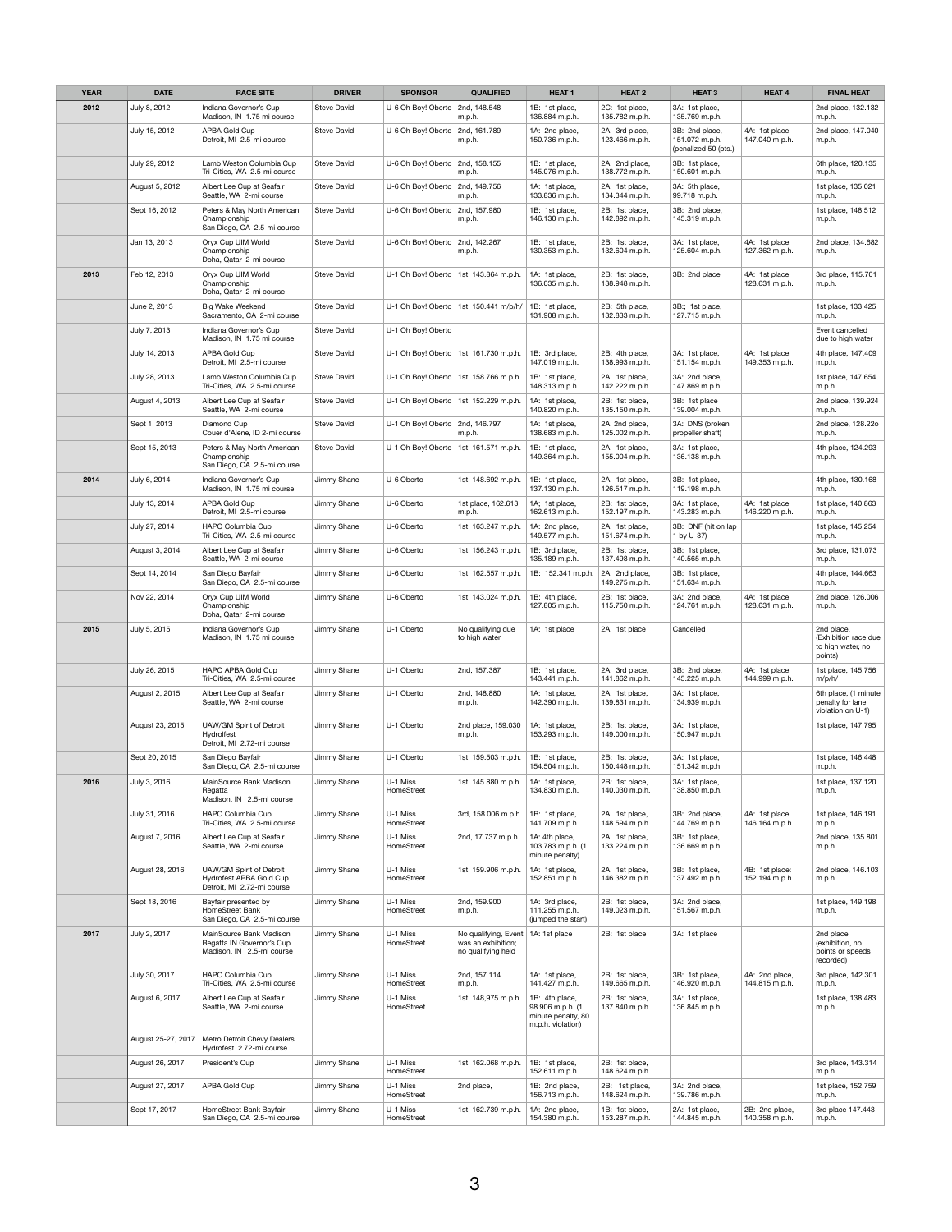| YEAR | DATE | RACE SITE | DRIVER | SPONSOR | QUALIFIED | HEAT 1 | HEAT 2 | HEAT 3 | HEAT 4 | FINAL HEAT |
|---|---|---|---|---|---|---|---|---|---|---|
| 2012 | July 8, 2012 | Indiana Governor's Cup Madison, IN 1.75 mi course | Steve David | U-6 Oh Boy! Oberto | 2nd, 148.548 m.p.h. | 1B: 1st place, 136.884 m.p.h. | 2C: 1st place, 135.782 m.p.h. | 3A: 1st place, 135.769 m.p.h. | | 2nd place, 132.132 m.p.h. |
| | July 15, 2012 | APBA Gold Cup Detroit, MI 2.5-mi course | Steve David | U-6 Oh Boy! Oberto | 2nd, 161.789 m.p.h. | 1A: 2nd place, 150.736 m.p.h. | 2A: 3rd place, 123.466 m.p.h. | 3B: 2nd place, 151.072 m.p.h. (penalized 50 (pts.) | 4A: 1st place, 147.040 m.p.h. | 2nd place, 147.040 m.p.h. |
| | July 29, 2012 | Lamb Weston Columbia Cup Tri-Cities, WA 2.5-mi course | Steve David | U-6 Oh Boy! Oberto | 2nd, 158.155 m.p.h. | 1B: 1st place, 145.076 m.p.h. | 2A: 2nd place, 138.772 m.p.h. | 3B: 1st place, 150.601 m.p.h. | | 6th place, 120.135 m.p.h. |
| | August 5, 2012 | Albert Lee Cup at Seafair Seattle, WA 2-mi course | Steve David | U-6 Oh Boy! Oberto | 2nd, 149.756 m.p.h. | 1A: 1st place, 133.836 m.p.h. | 2A: 1st place, 134.344 m.p.h. | 3A: 5th place, 99.718 m.p.h. | | 1st place, 135.021 m.p.h. |
| | Sept 16, 2012 | Peters & May North American Championship San Diego, CA 2.5-mi course | Steve David | U-6 Oh Boy! Oberto | 2nd, 157.980 m.p.h. | 1B: 1st place, 146.130 m.p.h. | 2B: 1st place, 142.892 m.p.h. | 3B: 2nd place, 145.319 m.p.h. | | 1st place, 148.512 m.p.h. |
| | Jan 13, 2013 | Oryx Cup UIM World Championship Doha, Qatar 2-mi course | Steve David | U-6 Oh Boy! Oberto | 2nd, 142.267 m.p.h. | 1B: 1st place, 130.353 m.p.h. | 2B: 1st place, 132.604 m.p.h. | 3A: 1st place, 125.604 m.p.h. | 4A: 1st place, 127.362 m.p.h. | 2nd place, 134.682 m.p.h. |
| 2013 | Feb 12, 2013 | Oryx Cup UIM World Championship Doha, Qatar 2-mi course | Steve David | U-1 Oh Boy! Oberto | 1st, 143.864 m.p.h. | 1A: 1st place, 136.035 m.p.h. | 2B: 1st place, 138.948 m.p.h. | 3B: 2nd place | 4A: 1st place, 128.631 m.p.h. | 3rd place, 115.701 m.p.h. |
| | June 2, 2013 | Big Wake Weekend Sacramento, CA 2-mi course | Steve David | U-1 Oh Boy! Oberto | 1st, 150.441 m/p/h/ | 1B: 1st place, 131.908 m.p.h. | 2B: 5th place, 132.833 m.p.h. | 3B:; 1st place, 127.715 m.p.h. | | 1st place, 133.425 m.p.h. |
| | July 7, 2013 | Indiana Governor's Cup Madison, IN 1.75 mi course | Steve David | U-1 Oh Boy! Oberto | | | | | | Event cancelled due to high water |
| | July 14, 2013 | APBA Gold Cup Detroit, MI 2.5-mi course | Steve David | U-1 Oh Boy! Oberto | 1st, 161.730 m.p.h. | 1B: 3rd place, 147.019 m.p.h. | 2B: 4th place, 138.993 m.p.h. | 3A: 1st place, 151.154 m.p.h. | 4A: 1st place, 149.353 m.p.h. | 4th place, 147.409 m.p.h. |
| | July 28, 2013 | Lamb Weston Columbia Cup Tri-Cities, WA 2.5-mi course | Steve David | U-1 Oh Boy! Oberto | 1st, 158.766 m.p.h. | 1B: 1st place, 148.313 m.p.h. | 2A: 1st place, 142.222 m.p.h. | 3A: 2nd place, 147.869 m.p.h. | | 1st place, 147.654 m.p.h. |
| | August 4, 2013 | Albert Lee Cup at Seafair Seattle, WA 2-mi course | Steve David | U-1 Oh Boy! Oberto | 1st, 152.229 m.p.h. | 1A: 1st place, 140.820 m.p.h. | 2B: 1st place, 135.150 m.p.h. | 3B: 1st place 139.004 m.p.h. | | 2nd place, 139.924 m.p.h. |
| | Sept 1, 2013 | Diamond Cup Couer d'Alene, ID 2-mi course | Steve David | U-1 Oh Boy! Oberto | 2nd, 146.797 m.p.h. | 1A: 1st place, 138.683 m.p.h. | 2A: 2nd place, 125.002 m.p.h. | 3A: DNS (broken propeller shaft) | | 2nd place, 128.22o m.p.h. |
| | Sept 15, 2013 | Peters & May North American Championship San Diego, CA 2.5-mi course | Steve David | U-1 Oh Boy! Oberto | 1st, 161.571 m.p.h. | 1B: 1st place, 149.364 m.p.h. | 2A: 1st place, 155.004 m.p.h. | 3A: 1st place, 136.138 m.p.h. | | 4th place, 124.293 m.p.h. |
| 2014 | July 6, 2014 | Indiana Governor's Cup Madison, IN 1.75 mi course | Jimmy Shane | U-6 Oberto | 1st, 148.692 m.p.h. | 1B: 1st place, 137.130 m.p.h. | 2A: 1st place, 126.517 m.p.h. | 3B: 1st place, 119.198 m.p.h. | | 4th place, 130.168 m.p.h. |
| | July 13, 2014 | APBA Gold Cup Detroit, MI 2.5-mi course | Jimmy Shane | U-6 Oberto | 1st place, 162.613 m.p.h. | 1A; 1st place, 162.613 m.p.h. | 2B: 1st place, 152.197 m.p.h. | 3A: 1st place, 143.283 m.p.h. | 4A: 1st place, 146.220 m.p.h. | 1st place, 140.863 m.p.h. |
| | July 27, 2014 | HAPO Columbia Cup Tri-Cities, WA 2.5-mi course | Jimmy Shane | U-6 Oberto | 1st, 163.247 m.p.h. | 1A: 2nd place, 149.577 m.p.h. | 2A: 1st place, 151.674 m.p.h. | 3B: DNF (hit on lap 1 by U-37) | | 1st place, 145.254 m.p.h. |
| | August 3, 2014 | Albert Lee Cup at Seafair Seattle, WA 2-mi course | Jimmy Shane | U-6 Oberto | 1st, 156.243 m.p.h. | 1B: 3rd place, 135.189 m.p.h. | 2B: 1st place, 137.498 m.p.h. | 3B: 1st place, 140.565 m.p.h. | | 3rd place, 131.073 m.p.h. |
| | Sept 14, 2014 | San Diego Bayfair San Diego, CA 2.5-mi course | Jimmy Shane | U-6 Oberto | 1st, 162.557 m.p.h. | 1B: 152.341 m.p.h. | 2A: 2nd place, 149.275 m.p.h. | 3B: 1st place, 151.634 m.p.h. | | 4th place, 144.663 m.p.h. |
| | Nov 22, 2014 | Oryx Cup UIM World Championship Doha, Qatar 2-mi course | Jimmy Shane | U-6 Oberto | 1st, 143.024 m.p.h. | 1B: 4th place, 127.805 m.p.h. | 2B: 1st place, 115.750 m.p.h. | 3A: 2nd place, 124.761 m.p.h. | 4A: 1st place, 128.631 m.p.h. | 2nd place, 126.006 m.p.h. |
| 2015 | July 5, 2015 | Indiana Governor's Cup Madison, IN 1.75 mi course | Jimmy Shane | U-1 Oberto | No qualifying due to high water | 1A: 1st place | 2A: 1st place | Cancelled | | 2nd place, (Exhibition race due to high water, no points) |
| | July 26, 2015 | HAPO APBA Gold Cup Tri-Cities, WA 2.5-mi course | Jimmy Shane | U-1 Oberto | 2nd, 157.387 | 1B: 1st place, 143.441 m.p.h. | 2A: 3rd place, 141.862 m.p.h. | 3B: 2nd place, 145.225 m.p.h. | 4A: 1st place, 144.999 m.p.h. | 1st place, 145.756 m/p/h/ |
| | August 2, 2015 | Albert Lee Cup at Seafair Seattle, WA 2-mi course | Jimmy Shane | U-1 Oberto | 2nd, 148.880 m.p.h. | 1A: 1st place, 142.390 m.p.h. | 2A: 1st place, 139.831 m.p.h. | 3A: 1st place, 134.939 m.p.h. | | 6th place, (1 minute penalty for lane violation on U-1) |
| | August 23, 2015 | UAW/GM Spirit of Detroit Hydrofest Detroit, MI 2.72-mi course | Jimmy Shane | U-1 Oberto | 2nd place, 159.030 m.p.h. | 1A: 1st place, 153.293 m.p.h. | 2B: 1st place, 149.000 m.p.h. | 3A: 1st place, 150.947 m.p.h. | | 1st place, 147.795 |
| | Sept 20, 2015 | San Diego Bayfair San Diego, CA 2.5-mi course | Jimmy Shane | U-1 Oberto | 1st, 159.503 m.p.h. | 1B: 1st place, 154.504 m.p.h. | 2B: 1st place, 150.448 m.p.h. | 3A: 1st place, 151.342 m.p.h. | | 1st place, 146.448 m.p.h. |
| 2016 | July 3, 2016 | MainSource Bank Madison Regatta Madison, IN 2.5-mi course | Jimmy Shane | U-1 Miss HomeStreet | 1st, 145.880 m.p.h. | 1A: 1st place, 134.830 m.p.h. | 2B: 1st place, 140.030 m.p.h. | 3A: 1st place, 138.850 m.p.h. | | 1st place, 137.120 m.p.h. |
| | July 31, 2016 | HAPO Columbia Cup Tri-Cities, WA 2.5-mi course | Jimmy Shane | U-1 Miss HomeStreet | 3rd, 158.006 m.p.h. | 1B: 1st place, 141.709 m.p.h. | 2A: 1st place, 148.594 m.p.h. | 3B: 2nd place, 144.769 m.p.h. | 4A: 1st place, 146.164 m.p.h. | 1st place, 146.191 m.p.h. |
| | August 7, 2016 | Albert Lee Cup at Seafair Seattle, WA 2-mi course | Jimmy Shane | U-1 Miss HomeStreet | 2nd, 17.737 m.p.h. | 1A: 4th place, 103.783 m.p.h. (1 minute penalty) | 2A: 1st place, 133.224 m.p.h. | 3B: 1st place, 136.669 m.p.h. | | 2nd place, 135.801 m.p.h. |
| | August 28, 2016 | UAW/GM Spirit of Detroit Hydrofest APBA Gold Cup Detroit, MI 2.72-mi course | Jimmy Shane | U-1 Miss HomeStreet | 1st, 159.906 m.p.h. | 1A: 1st place, 152.851 m.p.h. | 2A: 1st place, 146.382 m.p.h. | 3B: 1st place, 137.492 m.p.h. | 4B: 1st place: 152.194 m.p.h. | 2nd place, 146.103 m.p.h. |
| | Sept 18, 2016 | Bayfair presented by HomeStreet Bank San Diego, CA 2.5-mi course | Jimmy Shane | U-1 Miss HomeStreet | 2nd, 159.900 m.p.h. | 1A: 3rd place, 111.255 m.p.h. (jumped the start) | 2B: 1st place, 149.023 m.p.h. | 3A: 2nd place, 151.567 m.p.h. | | 1st place, 149.198 m.p.h. |
| 2017 | July 2, 2017 | MainSource Bank Madison Regatta IN Governor's Cup Madison, IN 2.5-mi course | Jimmy Shane | U-1 Miss HomeStreet | No qualifying, Event was an exhibition; no qualifying held | 1A: 1st place | 2B: 1st place | 3A: 1st place | | 2nd place (exhibition, no points or speeds recorded) |
| | July 30, 2017 | HAPO Columbia Cup Tri-Cities, WA 2.5-mi course | Jimmy Shane | U-1 Miss HomeStreet | 2nd, 157.114 m.p.h. | 1A: 1st place, 141.427 m.p.h. | 2B: 1st place, 149.665 m.p.h. | 3B: 1st place, 146.920 m.p.h. | 4A: 2nd place, 144.815 m.p.h. | 3rd place, 142.301 m.p.h. |
| | August 6, 2017 | Albert Lee Cup at Seafair Seattle, WA 2-mi course | Jimmy Shane | U-1 Miss HomeStreet | 1st, 148,975 m.p.h. | 1B: 4th place, 98.906 m.p.h. (1 minute penalty, 80 m.p.h. violation) | 2B: 1st place, 137.840 m.p.h. | 3A: 1st place, 136.845 m.p.h. | | 1st place, 138.483 m.p.h. |
| | August 25-27, 2017 | Metro Detroit Chevy Dealers Hydrofest 2.72-mi course | | | | | | | | |
| | August 26, 2017 | President's Cup | Jimmy Shane | U-1 Miss HomeStreet | 1st, 162.068 m.p.h. | 1B: 1st place, 152.611 m.p.h. | 2B: 1st place, 148.624 m.p.h. | | | 3rd place, 143.314 m.p.h. |
| | August 27, 2017 | APBA Gold Cup | Jimmy Shane | U-1 Miss HomeStreet | 2nd place, | 1B: 2nd place, 156.713 m.p.h. | 2B: 1st place, 148.624 m.p.h. | 3A: 2nd place, 139.786 m.p.h. | | 1st place, 152.759 m.p.h. |
| | Sept 17, 2017 | HomeStreet Bank Bayfair San Diego, CA 2.5-mi course | Jimmy Shane | U-1 Miss HomeStreet | 1st, 162.739 m.p.h. | 1A: 2nd place, 154.380 m.p.h. | 1B: 1st place, 153.287 m.p.h. | 2A: 1st place, 144.845 m.p.h. | 2B: 2nd place, 140.358 m.p.h. | 3rd place 147.443 m.p.h. |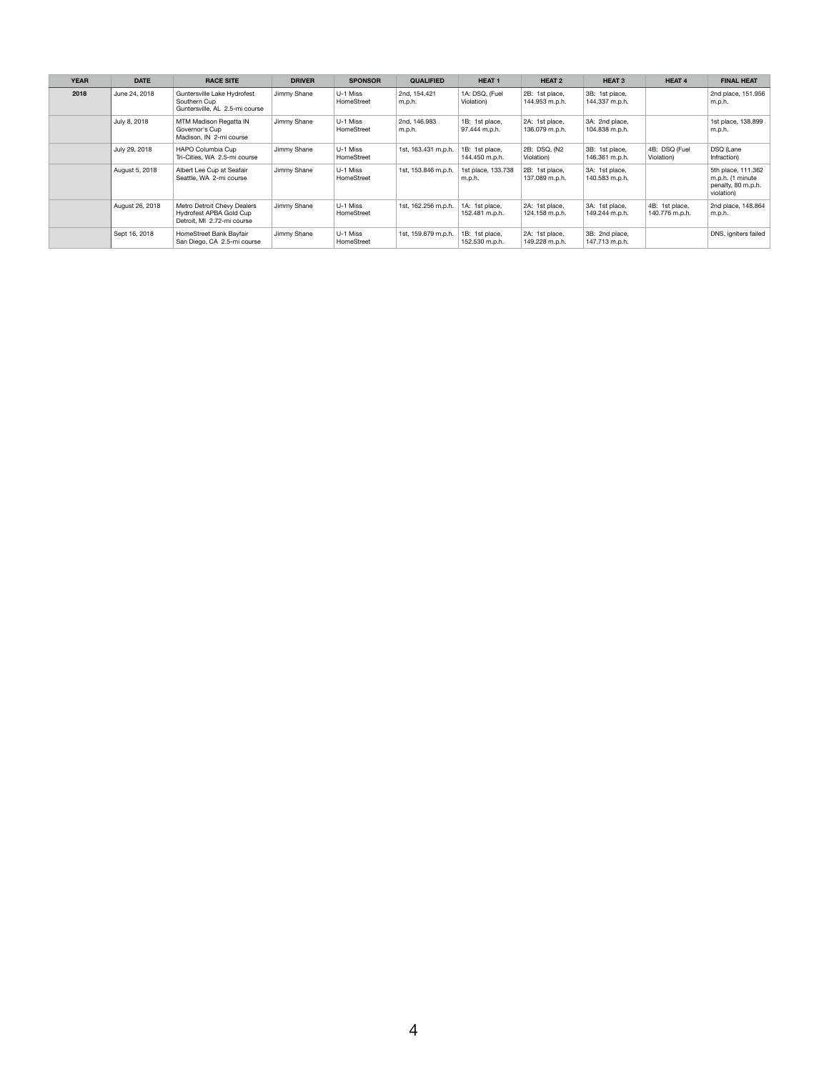| YEAR | DATE | RACE SITE | DRIVER | SPONSOR | QUALIFIED | HEAT 1 | HEAT 2 | HEAT 3 | HEAT 4 | FINAL HEAT |
|---|---|---|---|---|---|---|---|---|---|---|
| **2018** | June 24, 2018 | Guntersville Lake Hydrofest Southern Cup Guntersville, AL 2.5-mi course | Jimmy Shane | U-1 Miss HomeStreet | 2nd, 154.421 m.p.h. | 1A: DSQ, (Fuel Violation) | 2B: 1st place, 144.953 m.p.h. | 3B: 1st place, 144.337 m.p.h. | | 2nd place, 151.956 m.p.h. |
| | July 8, 2018 | MTM Madison Regatta IN Governor's Cup Madison, IN 2-mi course | Jimmy Shane | U-1 Miss HomeStreet | 2nd, 146.983 m.p.h. | 1B: 1st place, 97.444 m.p.h. | 2A: 1st place, 136.079 m.p.h. | 3A: 2nd place, 104.838 m.p.h. | | 1st place, 138.899 m.p.h. |
| | July 29, 2018 | HAPO Columbia Cup Tri-Cities, WA 2.5-mi course | Jimmy Shane | U-1 Miss HomeStreet | 1st, 163.431 m.p.h. | 1B: 1st place, 144.450 m.p.h. | 2B: DSQ, (N2 Violation) | 3B: 1st place, 146.361 m.p.h. | 4B: DSQ (Fuel Violation) | DSQ (Lane Infraction) |
| | August 5, 2018 | Albert Lee Cup at Seafair Seattle, WA 2-mi course | Jimmy Shane | U-1 Miss HomeStreet | 1st, 153.846 m.p.h. | 1st place, 133.738 m.p.h. | 2B: 1st place, 137.089 m.p.h. | 3A: 1st place, 140.583 m.p.h. | | 5th place, 111.362 m.p.h. (1 minute penalty, 80 m.p.h. violation) |
| | August 26, 2018 | Metro Detroit Chevy Dealers Hydrofest APBA Gold Cup Detroit, MI 2.72-mi course | Jimmy Shane | U-1 Miss HomeStreet | 1st, 162.256 m.p.h. | 1A: 1st place, 152.481 m.p.h. | 2A: 1st place, 124.158 m.p.h. | 3A: 1st place, 149.244 m.p.h. | 4B: 1st place, 140.776 m.p.h. | 2nd place, 148.864 m.p.h. |
| | Sept 16, 2018 | HomeStreet Bank Bayfair San Diego, CA 2.5-mi course | Jimmy Shane | U-1 Miss HomeStreet | 1st, 159.679 m.p.h. | 1B: 1st place, 152.530 m.p.h. | 2A: 1st place, 149.228 m.p.h. | 3B: 2nd place, 147.713 m.p.h. | | DNS, igniters failed |